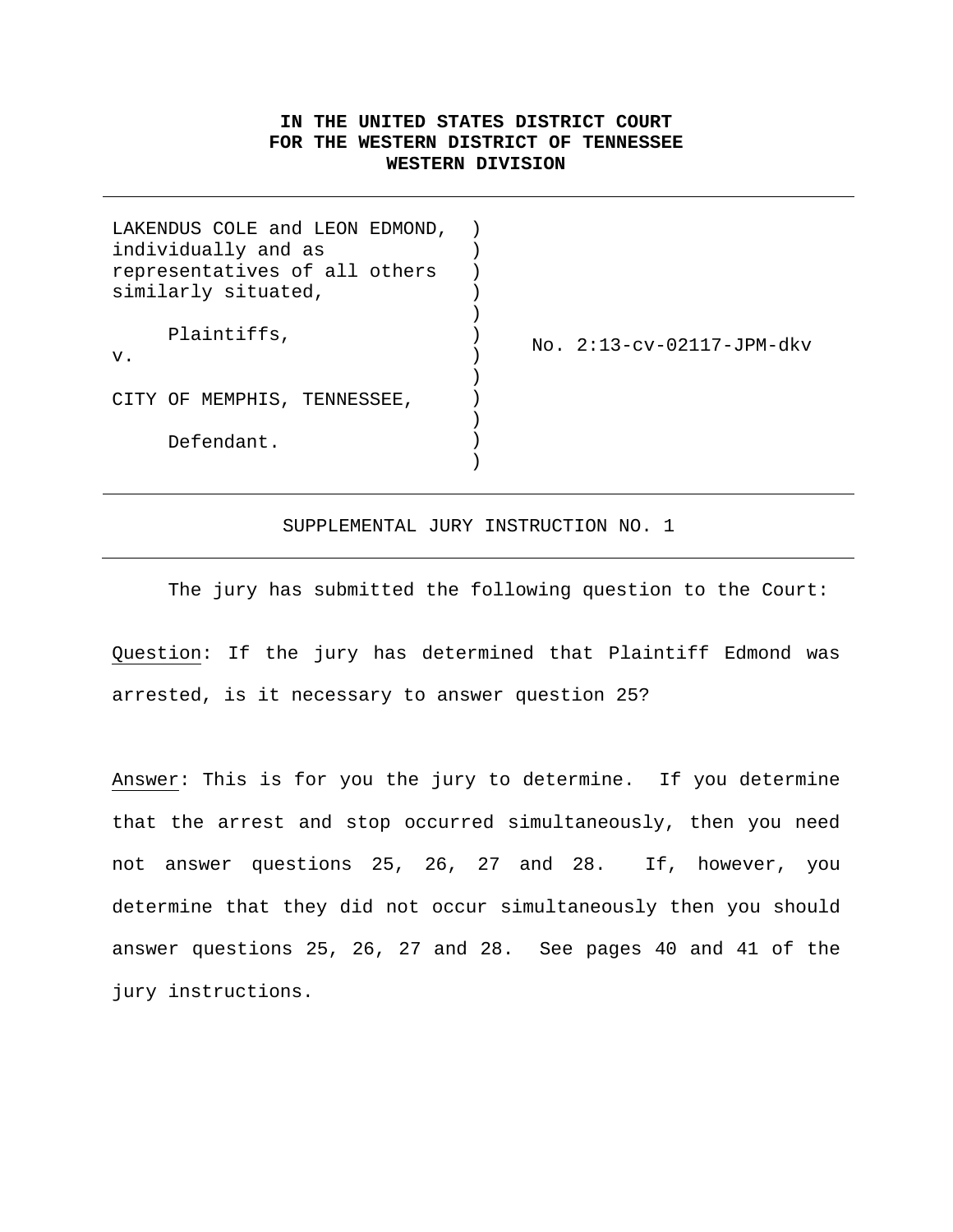**IN THE UNITED STATES DISTRICT COURT**
**FOR THE WESTERN DISTRICT OF TENNESSEE**
**WESTERN DIVISION**

---

LAKENDUS COLE and LEON EDMOND, individually and as representatives of all others similarly situated,

Plaintiffs,

v.

CITY OF MEMPHIS, TENNESSEE,

Defendant.

No. 2:13-cv-02117-JPM-dkv

---

SUPPLEMENTAL JURY INSTRUCTION NO. 1

---

The jury has submitted the following question to the Court:

Question: If the jury has determined that Plaintiff Edmond was arrested, is it necessary to answer question 25?

Answer: This is for you the jury to determine. If you determine that the arrest and stop occurred simultaneously, then you need not answer questions 25, 26, 27 and 28. If, however, you determine that they did not occur simultaneously then you should answer questions 25, 26, 27 and 28. See pages 40 and 41 of the jury instructions.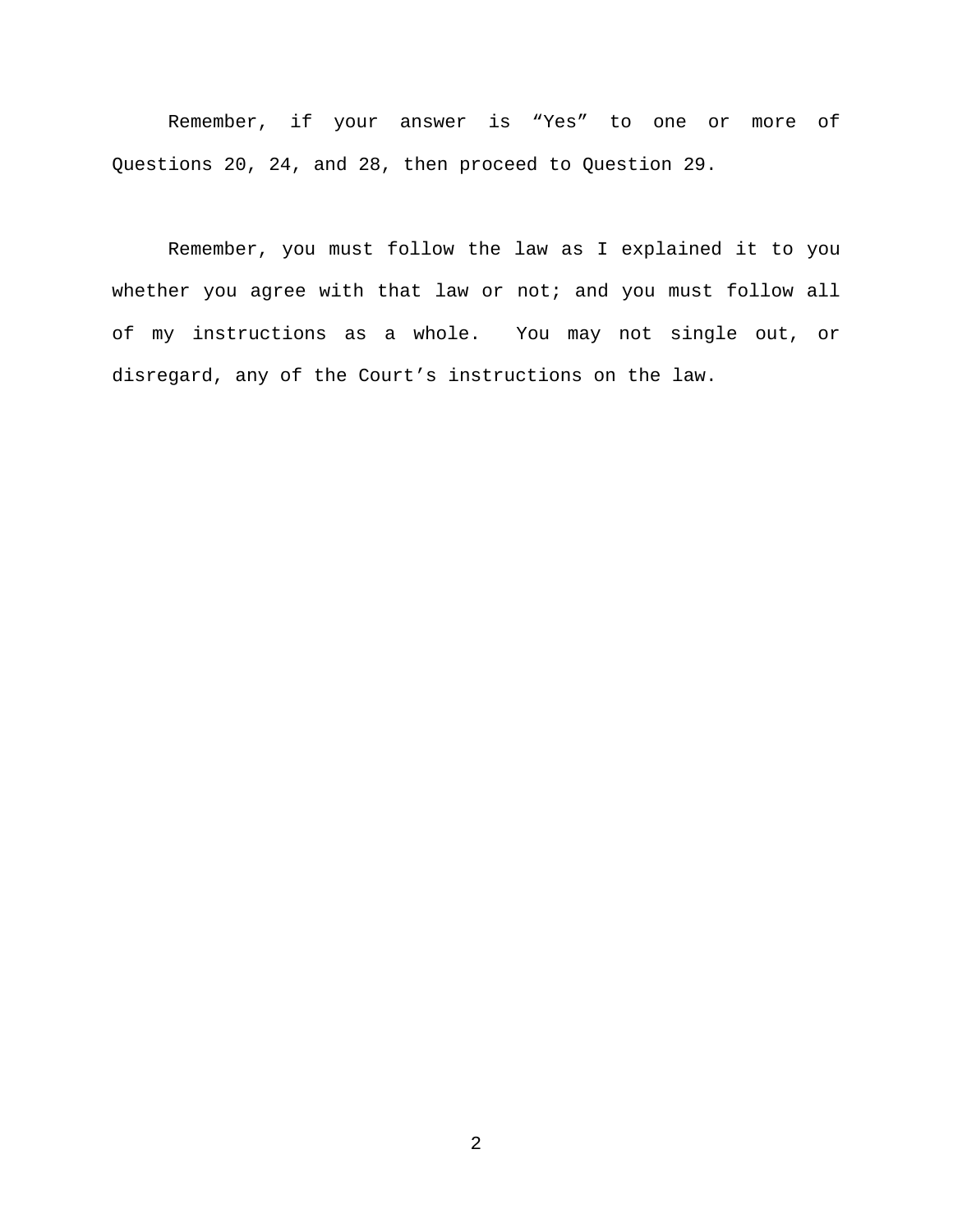Remember, if your answer is “Yes” to one or more of Questions 20, 24, and 28, then proceed to Question 29.

Remember, you must follow the law as I explained it to you whether you agree with that law or not; and you must follow all of my instructions as a whole. You may not single out, or disregard, any of the Court’s instructions on the law.